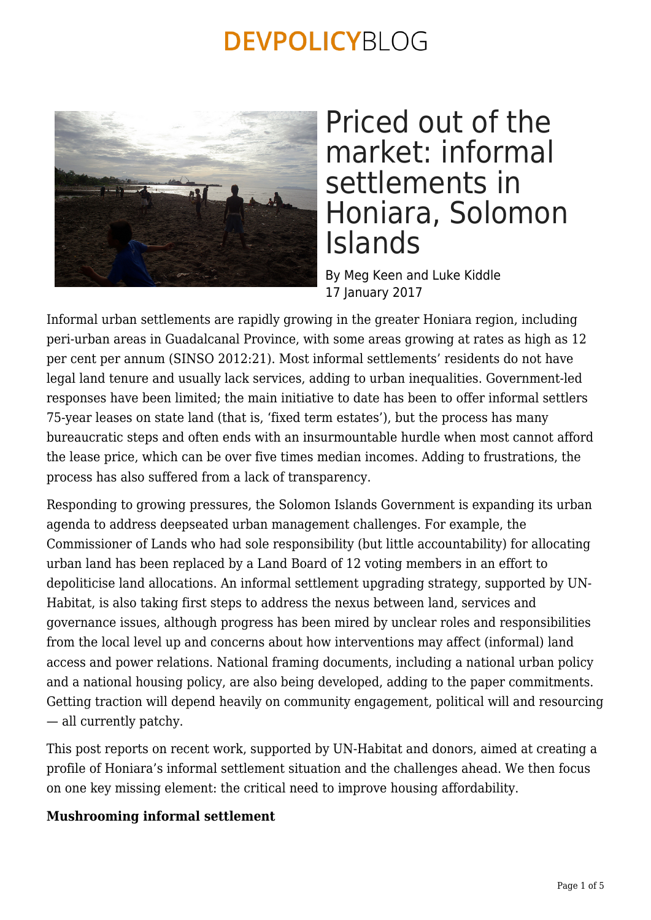# Priced out of the market: informal settlements in Honiara, Solomon Islands

By Meg Keen and Luke Kiddle
17 January 2017

Informal urban settlements are rapidly growing in the greater Honiara region, including peri-urban areas in Guadalcanal Province, with some areas growing at rates as high as 12 per cent per annum (SINSO 2012:21). Most informal settlements' residents do not have legal land tenure and usually lack services, adding to urban inequalities. Government-led responses have been limited; the main initiative to date has been to offer informal settlers 75-year leases on state land (that is, 'fixed term estates'), but the process has many bureaucratic steps and often ends with an insurmountable hurdle when most cannot afford the lease price, which can be over five times median incomes. Adding to frustrations, the process has also suffered from a lack of transparency.

Responding to growing pressures, the Solomon Islands Government is expanding its urban agenda to address deepseated urban management challenges. For example, the Commissioner of Lands who had sole responsibility (but little accountability) for allocating urban land has been replaced by a Land Board of 12 voting members in an effort to depoliticise land allocations. An informal settlement upgrading strategy, supported by UN-Habitat, is also taking first steps to address the nexus between land, services and governance issues, although progress has been mired by unclear roles and responsibilities from the local level up and concerns about how interventions may affect (informal) land access and power relations. National framing documents, including a national urban policy and a national housing policy, are also being developed, adding to the paper commitments. Getting traction will depend heavily on community engagement, political will and resourcing — all currently patchy.

This post reports on recent work, supported by UN-Habitat and donors, aimed at creating a profile of Honiara's informal settlement situation and the challenges ahead. We then focus on one key missing element: the critical need to improve housing affordability.

**Mushrooming informal settlement**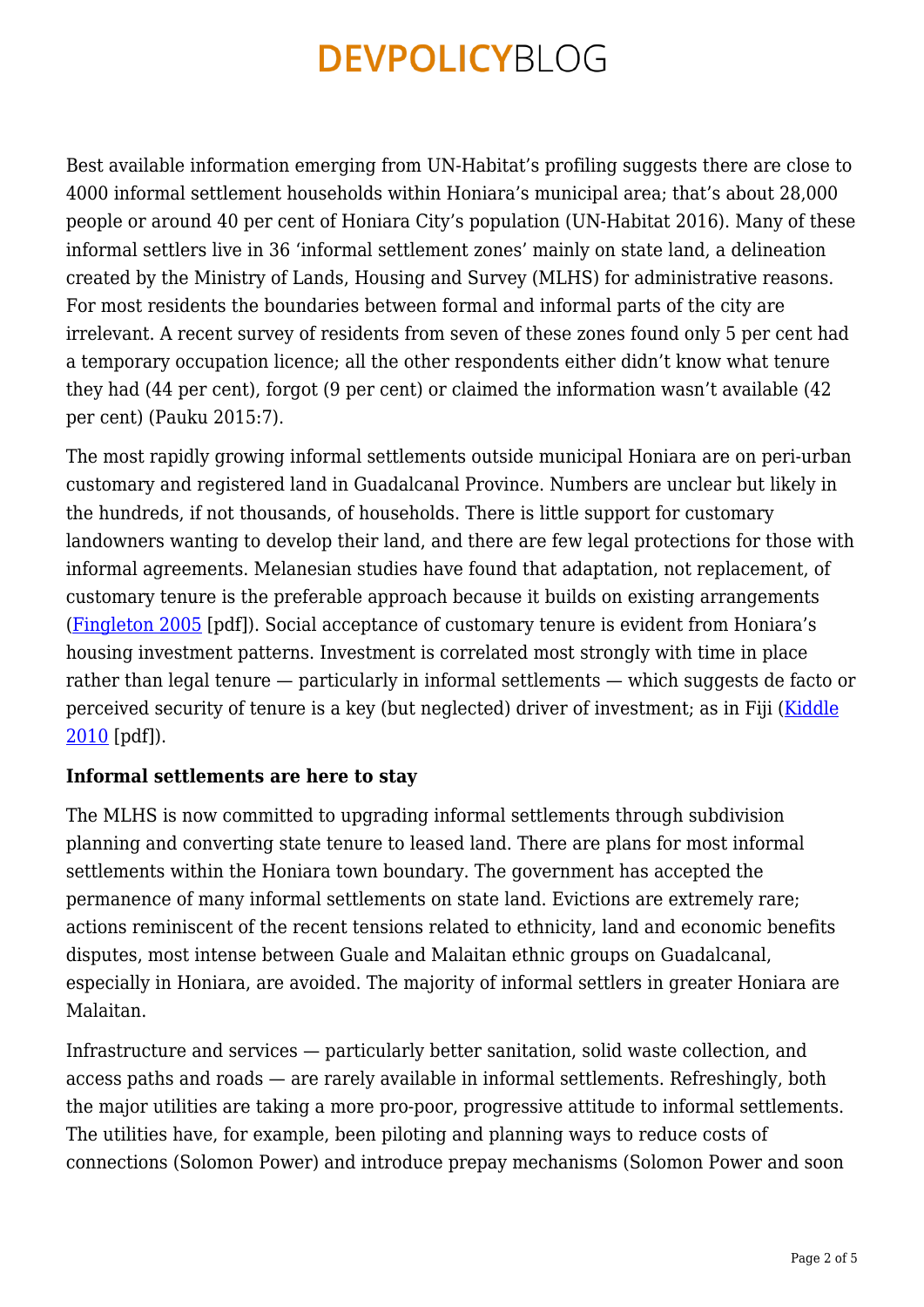Best available information emerging from UN-Habitat's profiling suggests there are close to 4000 informal settlement households within Honiara's municipal area; that's about 28,000 people or around 40 per cent of Honiara City's population (UN-Habitat 2016). Many of these informal settlers live in 36 'informal settlement zones' mainly on state land, a delineation created by the Ministry of Lands, Housing and Survey (MLHS) for administrative reasons. For most residents the boundaries between formal and informal parts of the city are irrelevant. A recent survey of residents from seven of these zones found only 5 per cent had a temporary occupation licence; all the other respondents either didn't know what tenure they had (44 per cent), forgot (9 per cent) or claimed the information wasn't available (42 per cent) (Pauku 2015:7).

The most rapidly growing informal settlements outside municipal Honiara are on peri-urban customary and registered land in Guadalcanal Province. Numbers are unclear but likely in the hundreds, if not thousands, of households. There is little support for customary landowners wanting to develop their land, and there are few legal protections for those with informal agreements. Melanesian studies have found that adaptation, not replacement, of customary tenure is the preferable approach because it builds on existing arrangements (Fingleton 2005 [pdf]). Social acceptance of customary tenure is evident from Honiara's housing investment patterns. Investment is correlated most strongly with time in place rather than legal tenure — particularly in informal settlements — which suggests de facto or perceived security of tenure is a key (but neglected) driver of investment; as in Fiji (Kiddle 2010 [pdf]).

**Informal settlements are here to stay**

The MLHS is now committed to upgrading informal settlements through subdivision planning and converting state tenure to leased land. There are plans for most informal settlements within the Honiara town boundary. The government has accepted the permanence of many informal settlements on state land. Evictions are extremely rare; actions reminiscent of the recent tensions related to ethnicity, land and economic benefits disputes, most intense between Guale and Malaitan ethnic groups on Guadalcanal, especially in Honiara, are avoided. The majority of informal settlers in greater Honiara are Malaitan.

Infrastructure and services — particularly better sanitation, solid waste collection, and access paths and roads — are rarely available in informal settlements. Refreshingly, both the major utilities are taking a more pro-poor, progressive attitude to informal settlements. The utilities have, for example, been piloting and planning ways to reduce costs of connections (Solomon Power) and introduce prepay mechanisms (Solomon Power and soon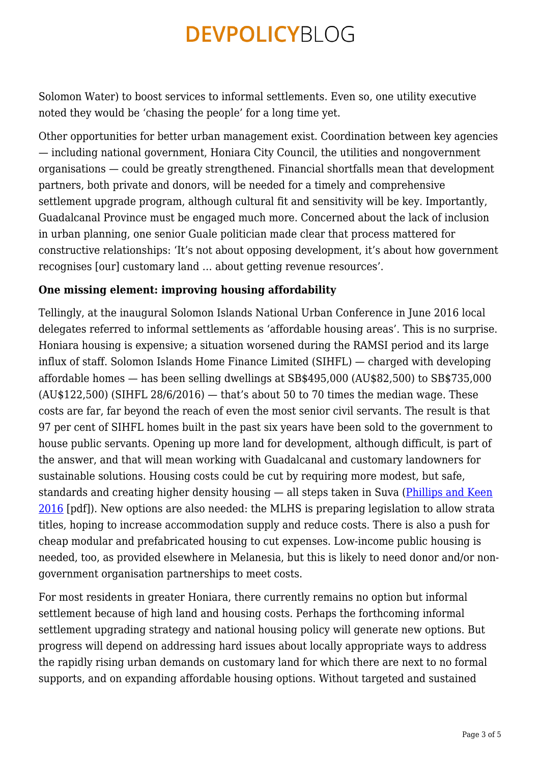Solomon Water) to boost services to informal settlements. Even so, one utility executive noted they would be 'chasing the people' for a long time yet.

Other opportunities for better urban management exist. Coordination between key agencies — including national government, Honiara City Council, the utilities and nongovernment organisations — could be greatly strengthened. Financial shortfalls mean that development partners, both private and donors, will be needed for a timely and comprehensive settlement upgrade program, although cultural fit and sensitivity will be key. Importantly, Guadalcanal Province must be engaged much more. Concerned about the lack of inclusion in urban planning, one senior Guale politician made clear that process mattered for constructive relationships: 'It's not about opposing development, it's about how government recognises [our] customary land … about getting revenue resources'.

**One missing element: improving housing affordability**

Tellingly, at the inaugural Solomon Islands National Urban Conference in June 2016 local delegates referred to informal settlements as 'affordable housing areas'. This is no surprise. Honiara housing is expensive; a situation worsened during the RAMSI period and its large influx of staff. Solomon Islands Home Finance Limited (SIHFL) — charged with developing affordable homes — has been selling dwellings at SB$495,000 (AU$82,500) to SB$735,000 (AU$122,500) (SIHFL 28/6/2016) — that's about 50 to 70 times the median wage. These costs are far, far beyond the reach of even the most senior civil servants. The result is that 97 per cent of SIHFL homes built in the past six years have been sold to the government to house public servants. Opening up more land for development, although difficult, is part of the answer, and that will mean working with Guadalcanal and customary landowners for sustainable solutions. Housing costs could be cut by requiring more modest, but safe, standards and creating higher density housing — all steps taken in Suva (Phillips and Keen 2016 [pdf]). New options are also needed: the MLHS is preparing legislation to allow strata titles, hoping to increase accommodation supply and reduce costs. There is also a push for cheap modular and prefabricated housing to cut expenses. Low-income public housing is needed, too, as provided elsewhere in Melanesia, but this is likely to need donor and/or non-government organisation partnerships to meet costs.

For most residents in greater Honiara, there currently remains no option but informal settlement because of high land and housing costs. Perhaps the forthcoming informal settlement upgrading strategy and national housing policy will generate new options. But progress will depend on addressing hard issues about locally appropriate ways to address the rapidly rising urban demands on customary land for which there are next to no formal supports, and on expanding affordable housing options. Without targeted and sustained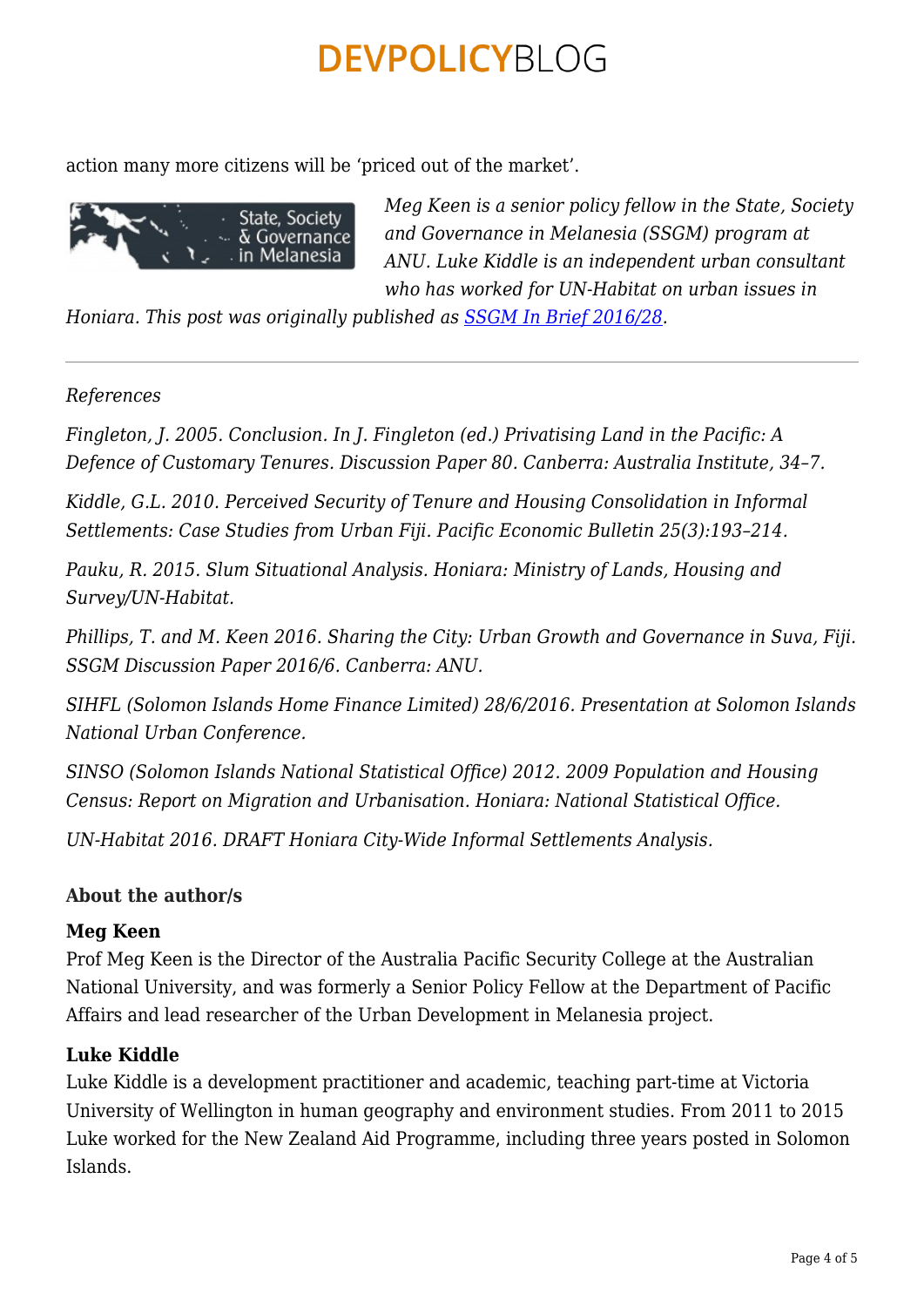action many more citizens will be 'priced out of the market'.

*Meg Keen is a senior policy fellow in the State, Society and Governance in Melanesia (SSGM) program at ANU. Luke Kiddle is an independent urban consultant who has worked for UN-Habitat on urban issues in Honiara. This post was originally published as [SSGM In Brief 2016/28](#).*

---

*References*

*Fingleton, J. 2005. Conclusion. In J. Fingleton (ed.) Privatising Land in the Pacific: A Defence of Customary Tenures. Discussion Paper 80. Canberra: Australia Institute, 34–7.*

*Kiddle, G.L. 2010. Perceived Security of Tenure and Housing Consolidation in Informal Settlements: Case Studies from Urban Fiji. Pacific Economic Bulletin 25(3):193–214.*

*Pauku, R. 2015. Slum Situational Analysis. Honiara: Ministry of Lands, Housing and Survey/UN-Habitat.*

*Phillips, T. and M. Keen 2016. Sharing the City: Urban Growth and Governance in Suva, Fiji. SSGM Discussion Paper 2016/6. Canberra: ANU.*

*SIHFL (Solomon Islands Home Finance Limited) 28/6/2016. Presentation at Solomon Islands National Urban Conference.*

*SINSO (Solomon Islands National Statistical Office) 2012. 2009 Population and Housing Census: Report on Migration and Urbanisation. Honiara: National Statistical Office.*

*UN-Habitat 2016. DRAFT Honiara City-Wide Informal Settlements Analysis.*

**About the author/s**

**Meg Keen**
Prof Meg Keen is the Director of the Australia Pacific Security College at the Australian National University, and was formerly a Senior Policy Fellow at the Department of Pacific Affairs and lead researcher of the Urban Development in Melanesia project.

**Luke Kiddle**
Luke Kiddle is a development practitioner and academic, teaching part-time at Victoria University of Wellington in human geography and environment studies. From 2011 to 2015 Luke worked for the New Zealand Aid Programme, including three years posted in Solomon Islands.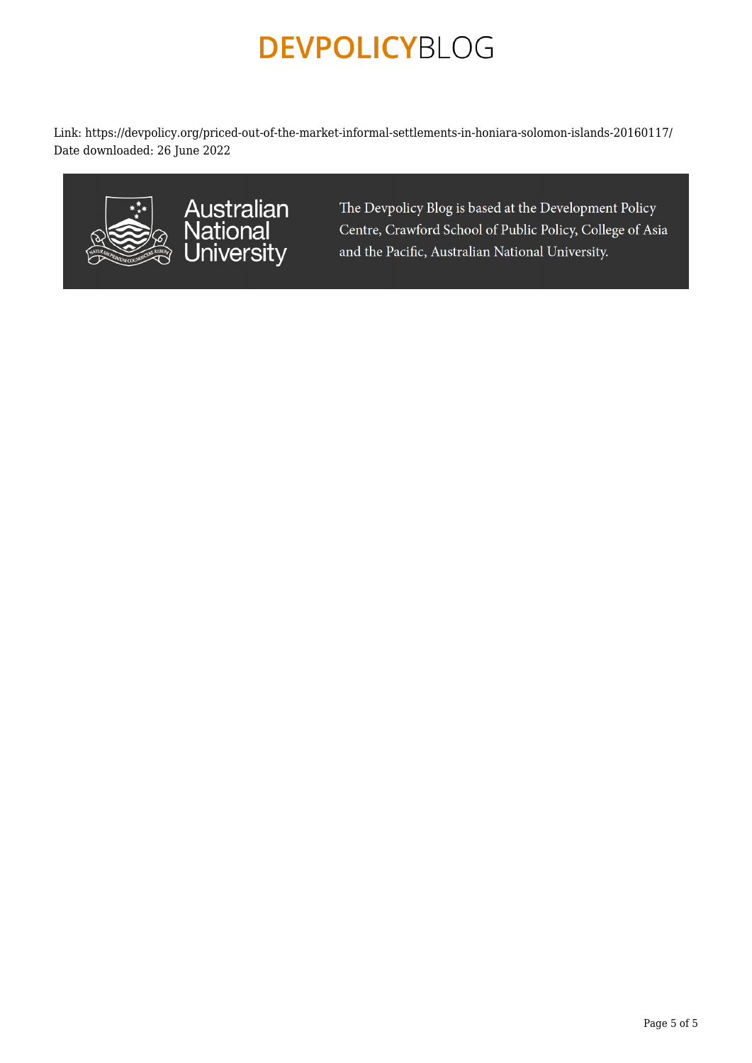Link: https://devpolicy.org/priced-out-of-the-market-informal-settlements-in-honiara-solomon-islands-20160117/
Date downloaded: 26 June 2022

Australian National University

The Devpolicy Blog is based at the Development Policy Centre, Crawford School of Public Policy, College of Asia and the Pacific, Australian National University.